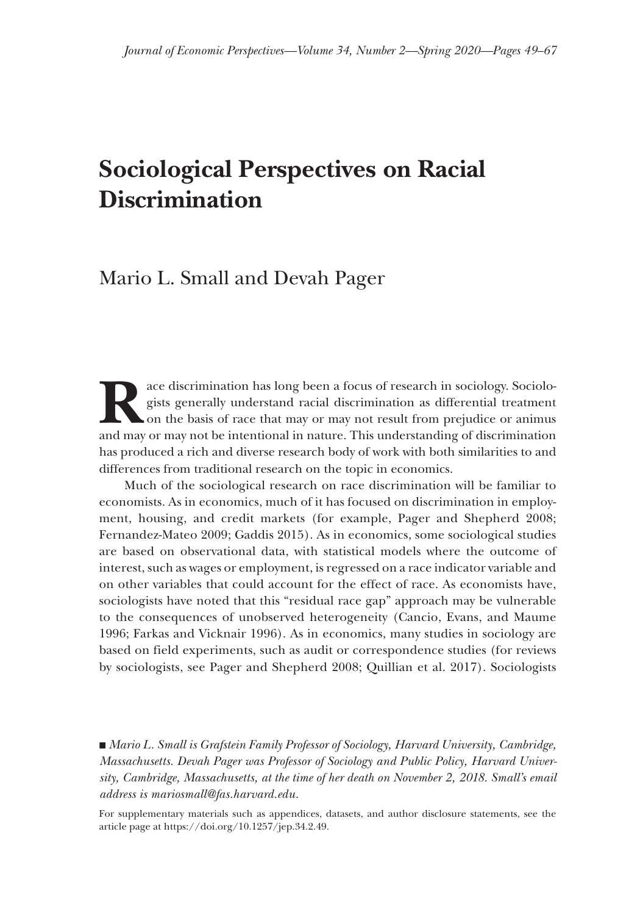# Sociological Perspectives on Racial Discrimination

Mario L. Small and Devah Pager

Race discrimination has long been a focus of research in sociology. Sociologists generally understand racial discrimination as differential treatment on the basis of race that may or may not result from prejudice or animus and may or may not be intentional in nature. This understanding of discrimination has produced a rich and diverse research body of work with both similarities to and differences from traditional research on the topic in economics.

Much of the sociological research on race discrimination will be familiar to economists. As in economics, much of it has focused on discrimination in employment, housing, and credit markets (for example, Pager and Shepherd 2008; Fernandez-Mateo 2009; Gaddis 2015). As in economics, some sociological studies are based on observational data, with statistical models where the outcome of interest, such as wages or employment, is regressed on a race indicator variable and on other variables that could account for the effect of race. As economists have, sociologists have noted that this "residual race gap" approach may be vulnerable to the consequences of unobserved heterogeneity (Cancio, Evans, and Maume 1996; Farkas and Vicknair 1996). As in economics, many studies in sociology are based on field experiments, such as audit or correspondence studies (for reviews by sociologists, see Pager and Shepherd 2008; Quillian et al. 2017). Sociologists

■ *Mario L. Small is Grafstein Family Professor of Sociology, Harvard University, Cambridge, Massachusetts. Devah Pager was Professor of Sociology and Public Policy, Harvard University, Cambridge, Massachusetts, at the time of her death on November 2, 2018. Small's email address is mariosmall@fas.harvard.edu.*

For supplementary materials such as appendices, datasets, and author disclosure statements, see the article page at https://doi.org/10.1257/jep.34.2.49.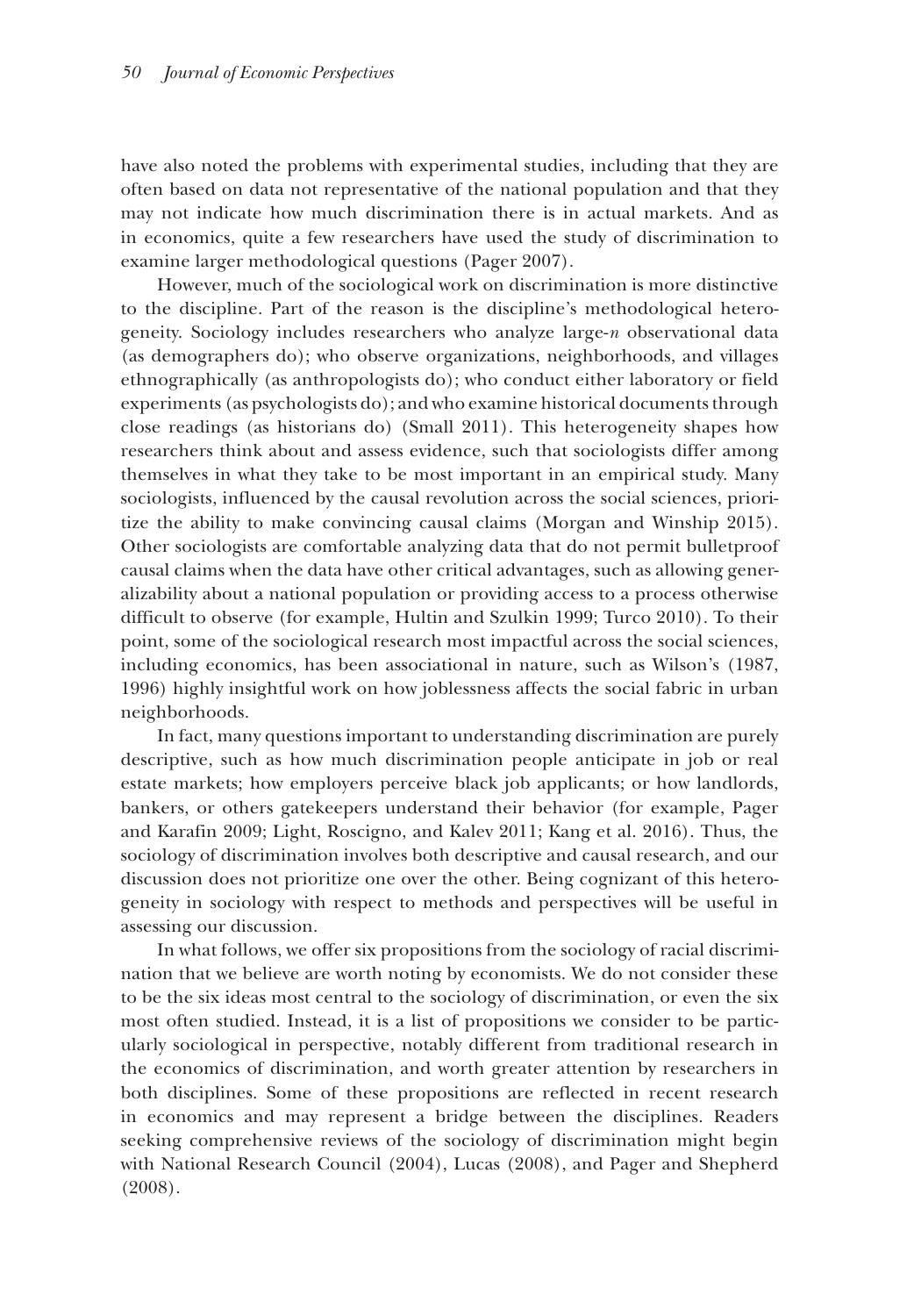have also noted the problems with experimental studies, including that they are often based on data not representative of the national population and that they may not indicate how much discrimination there is in actual markets. And as in economics, quite a few researchers have used the study of discrimination to examine larger methodological questions (Pager 2007).

However, much of the sociological work on discrimination is more distinctive to the discipline. Part of the reason is the discipline's methodological heterogeneity. Sociology includes researchers who analyze large-*n* observational data (as demographers do); who observe organizations, neighborhoods, and villages ethnographically (as anthropologists do); who conduct either laboratory or field experiments (as psychologists do); and who examine historical documents through close readings (as historians do) (Small 2011). This heterogeneity shapes how researchers think about and assess evidence, such that sociologists differ among themselves in what they take to be most important in an empirical study. Many sociologists, influenced by the causal revolution across the social sciences, prioritize the ability to make convincing causal claims (Morgan and Winship 2015). Other sociologists are comfortable analyzing data that do not permit bulletproof causal claims when the data have other critical advantages, such as allowing generalizability about a national population or providing access to a process otherwise difficult to observe (for example, Hultin and Szulkin 1999; Turco 2010). To their point, some of the sociological research most impactful across the social sciences, including economics, has been associational in nature, such as Wilson's (1987, 1996) highly insightful work on how joblessness affects the social fabric in urban neighborhoods.

In fact, many questions important to understanding discrimination are purely descriptive, such as how much discrimination people anticipate in job or real estate markets; how employers perceive black job applicants; or how landlords, bankers, or others gatekeepers understand their behavior (for example, Pager and Karafin 2009; Light, Roscigno, and Kalev 2011; Kang et al. 2016). Thus, the sociology of discrimination involves both descriptive and causal research, and our discussion does not prioritize one over the other. Being cognizant of this heterogeneity in sociology with respect to methods and perspectives will be useful in assessing our discussion.

In what follows, we offer six propositions from the sociology of racial discrimination that we believe are worth noting by economists. We do not consider these to be the six ideas most central to the sociology of discrimination, or even the six most often studied. Instead, it is a list of propositions we consider to be particularly sociological in perspective, notably different from traditional research in the economics of discrimination, and worth greater attention by researchers in both disciplines. Some of these propositions are reflected in recent research in economics and may represent a bridge between the disciplines. Readers seeking comprehensive reviews of the sociology of discrimination might begin with National Research Council (2004), Lucas (2008), and Pager and Shepherd (2008).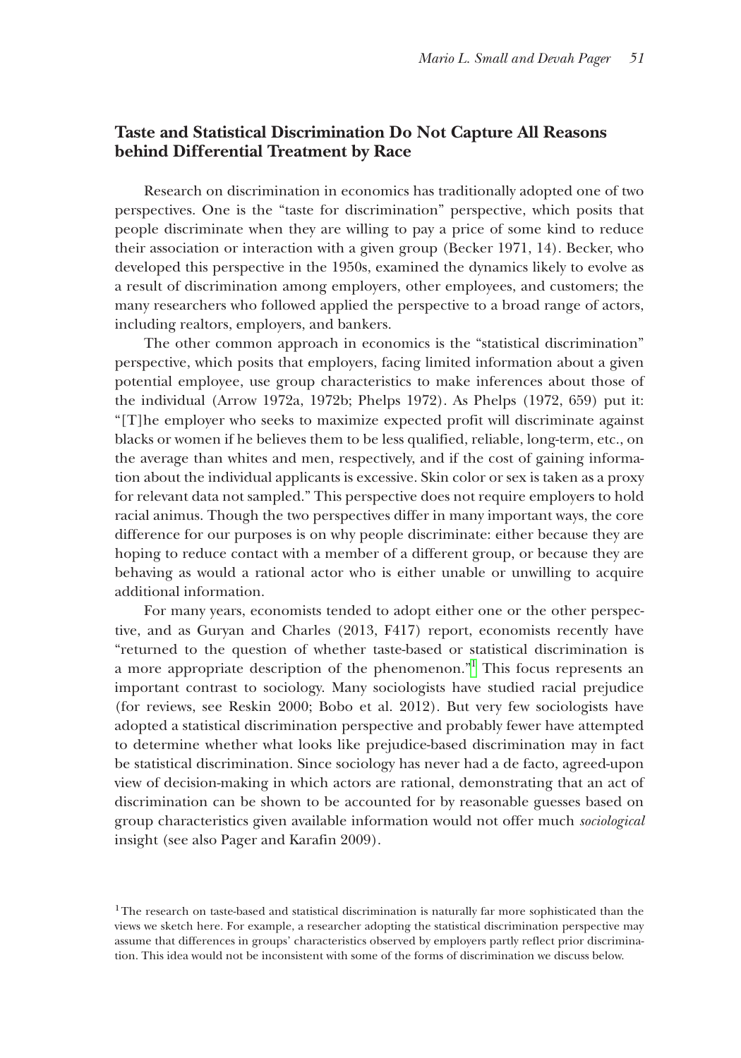## Taste and Statistical Discrimination Do Not Capture All Reasons behind Differential Treatment by Race

Research on discrimination in economics has traditionally adopted one of two perspectives. One is the "taste for discrimination" perspective, which posits that people discriminate when they are willing to pay a price of some kind to reduce their association or interaction with a given group (Becker 1971, 14). Becker, who developed this perspective in the 1950s, examined the dynamics likely to evolve as a result of discrimination among employers, other employees, and customers; the many researchers who followed applied the perspective to a broad range of actors, including realtors, employers, and bankers.

The other common approach in economics is the "statistical discrimination" perspective, which posits that employers, facing limited information about a given potential employee, use group characteristics to make inferences about those of the individual (Arrow 1972a, 1972b; Phelps 1972). As Phelps (1972, 659) put it: "[T]he employer who seeks to maximize expected profit will discriminate against blacks or women if he believes them to be less qualified, reliable, long-term, etc., on the average than whites and men, respectively, and if the cost of gaining information about the individual applicants is excessive. Skin color or sex is taken as a proxy for relevant data not sampled." This perspective does not require employers to hold racial animus. Though the two perspectives differ in many important ways, the core difference for our purposes is on why people discriminate: either because they are hoping to reduce contact with a member of a different group, or because they are behaving as would a rational actor who is either unable or unwilling to acquire additional information.

For many years, economists tended to adopt either one or the other perspective, and as Guryan and Charles (2013, F417) report, economists recently have "returned to the question of whether taste-based or statistical discrimination is a more appropriate description of the phenomenon."[1] This focus represents an important contrast to sociology. Many sociologists have studied racial prejudice (for reviews, see Reskin 2000; Bobo et al. 2012). But very few sociologists have adopted a statistical discrimination perspective and probably fewer have attempted to determine whether what looks like prejudice-based discrimination may in fact be statistical discrimination. Since sociology has never had a de facto, agreed-upon view of decision-making in which actors are rational, demonstrating that an act of discrimination can be shown to be accounted for by reasonable guesses based on group characteristics given available information would not offer much *sociological* insight (see also Pager and Karafin 2009).

[1] The research on taste-based and statistical discrimination is naturally far more sophisticated than the views we sketch here. For example, a researcher adopting the statistical discrimination perspective may assume that differences in groups' characteristics observed by employers partly reflect prior discrimination. This idea would not be inconsistent with some of the forms of discrimination we discuss below.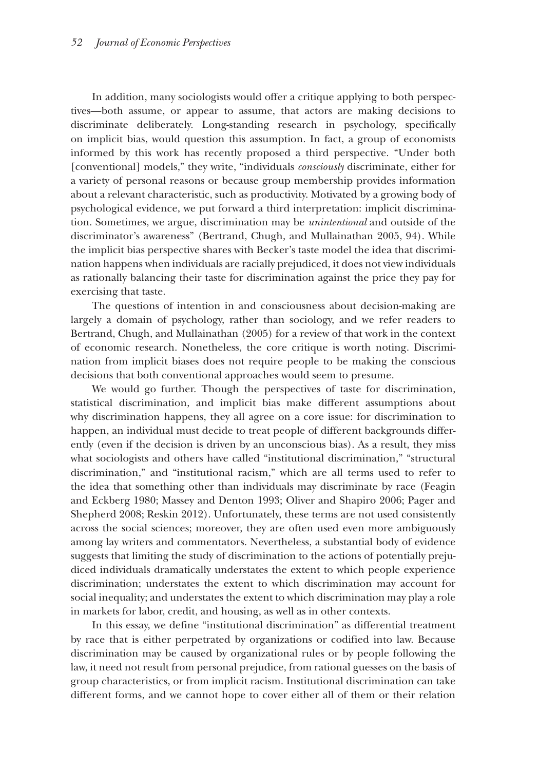In addition, many sociologists would offer a critique applying to both perspectives—both assume, or appear to assume, that actors are making decisions to discriminate deliberately. Long-standing research in psychology, specifically on implicit bias, would question this assumption. In fact, a group of economists informed by this work has recently proposed a third perspective. "Under both [conventional] models," they write, "individuals *consciously* discriminate, either for a variety of personal reasons or because group membership provides information about a relevant characteristic, such as productivity. Motivated by a growing body of psychological evidence, we put forward a third interpretation: implicit discrimination. Sometimes, we argue, discrimination may be *unintentional* and outside of the discriminator's awareness" (Bertrand, Chugh, and Mullainathan 2005, 94). While the implicit bias perspective shares with Becker's taste model the idea that discrimination happens when individuals are racially prejudiced, it does not view individuals as rationally balancing their taste for discrimination against the price they pay for exercising that taste.

The questions of intention in and consciousness about decision-making are largely a domain of psychology, rather than sociology, and we refer readers to Bertrand, Chugh, and Mullainathan (2005) for a review of that work in the context of economic research. Nonetheless, the core critique is worth noting. Discrimination from implicit biases does not require people to be making the conscious decisions that both conventional approaches would seem to presume.

We would go further. Though the perspectives of taste for discrimination, statistical discrimination, and implicit bias make different assumptions about why discrimination happens, they all agree on a core issue: for discrimination to happen, an individual must decide to treat people of different backgrounds differently (even if the decision is driven by an unconscious bias). As a result, they miss what sociologists and others have called "institutional discrimination," "structural discrimination," and "institutional racism," which are all terms used to refer to the idea that something other than individuals may discriminate by race (Feagin and Eckberg 1980; Massey and Denton 1993; Oliver and Shapiro 2006; Pager and Shepherd 2008; Reskin 2012). Unfortunately, these terms are not used consistently across the social sciences; moreover, they are often used even more ambiguously among lay writers and commentators. Nevertheless, a substantial body of evidence suggests that limiting the study of discrimination to the actions of potentially prejudiced individuals dramatically understates the extent to which people experience discrimination; understates the extent to which discrimination may account for social inequality; and understates the extent to which discrimination may play a role in markets for labor, credit, and housing, as well as in other contexts.

In this essay, we define "institutional discrimination" as differential treatment by race that is either perpetrated by organizations or codified into law. Because discrimination may be caused by organizational rules or by people following the law, it need not result from personal prejudice, from rational guesses on the basis of group characteristics, or from implicit racism. Institutional discrimination can take different forms, and we cannot hope to cover either all of them or their relation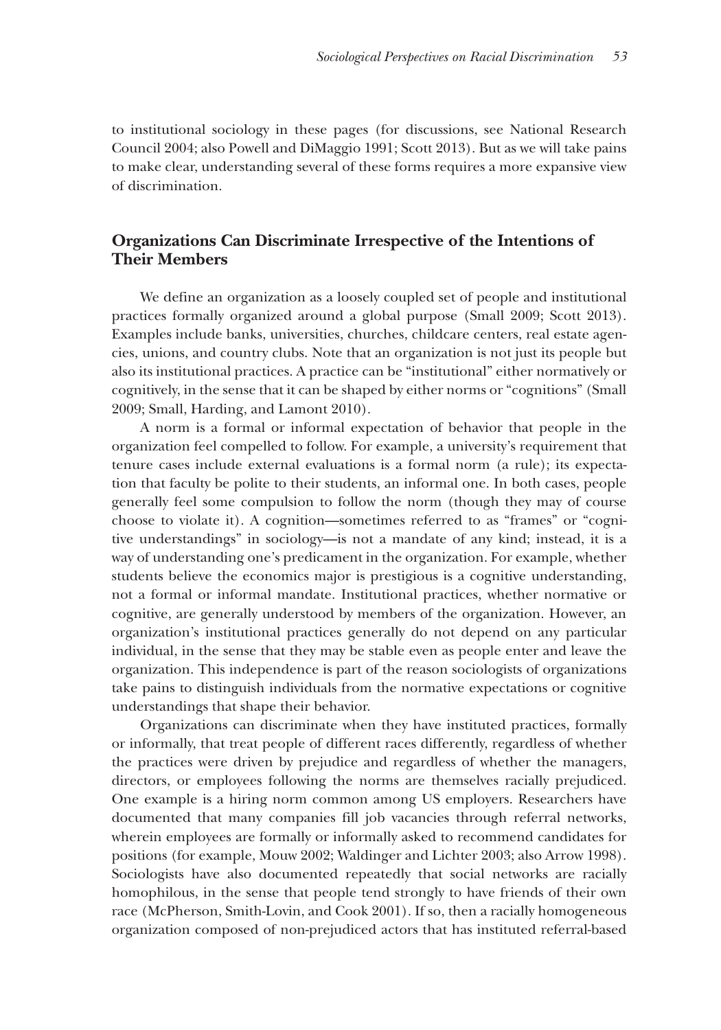to institutional sociology in these pages (for discussions, see National Research Council 2004; also Powell and DiMaggio 1991; Scott 2013). But as we will take pains to make clear, understanding several of these forms requires a more expansive view of discrimination.

## Organizations Can Discriminate Irrespective of the Intentions of Their Members

We define an organization as a loosely coupled set of people and institutional practices formally organized around a global purpose (Small 2009; Scott 2013). Examples include banks, universities, churches, childcare centers, real estate agencies, unions, and country clubs. Note that an organization is not just its people but also its institutional practices. A practice can be "institutional" either normatively or cognitively, in the sense that it can be shaped by either norms or "cognitions" (Small 2009; Small, Harding, and Lamont 2010).

A norm is a formal or informal expectation of behavior that people in the organization feel compelled to follow. For example, a university's requirement that tenure cases include external evaluations is a formal norm (a rule); its expectation that faculty be polite to their students, an informal one. In both cases, people generally feel some compulsion to follow the norm (though they may of course choose to violate it). A cognition—sometimes referred to as "frames" or "cognitive understandings" in sociology—is not a mandate of any kind; instead, it is a way of understanding one's predicament in the organization. For example, whether students believe the economics major is prestigious is a cognitive understanding, not a formal or informal mandate. Institutional practices, whether normative or cognitive, are generally understood by members of the organization. However, an organization's institutional practices generally do not depend on any particular individual, in the sense that they may be stable even as people enter and leave the organization. This independence is part of the reason sociologists of organizations take pains to distinguish individuals from the normative expectations or cognitive understandings that shape their behavior.

Organizations can discriminate when they have instituted practices, formally or informally, that treat people of different races differently, regardless of whether the practices were driven by prejudice and regardless of whether the managers, directors, or employees following the norms are themselves racially prejudiced. One example is a hiring norm common among US employers. Researchers have documented that many companies fill job vacancies through referral networks, wherein employees are formally or informally asked to recommend candidates for positions (for example, Mouw 2002; Waldinger and Lichter 2003; also Arrow 1998). Sociologists have also documented repeatedly that social networks are racially homophilous, in the sense that people tend strongly to have friends of their own race (McPherson, Smith-Lovin, and Cook 2001). If so, then a racially homogeneous organization composed of non-prejudiced actors that has instituted referral-based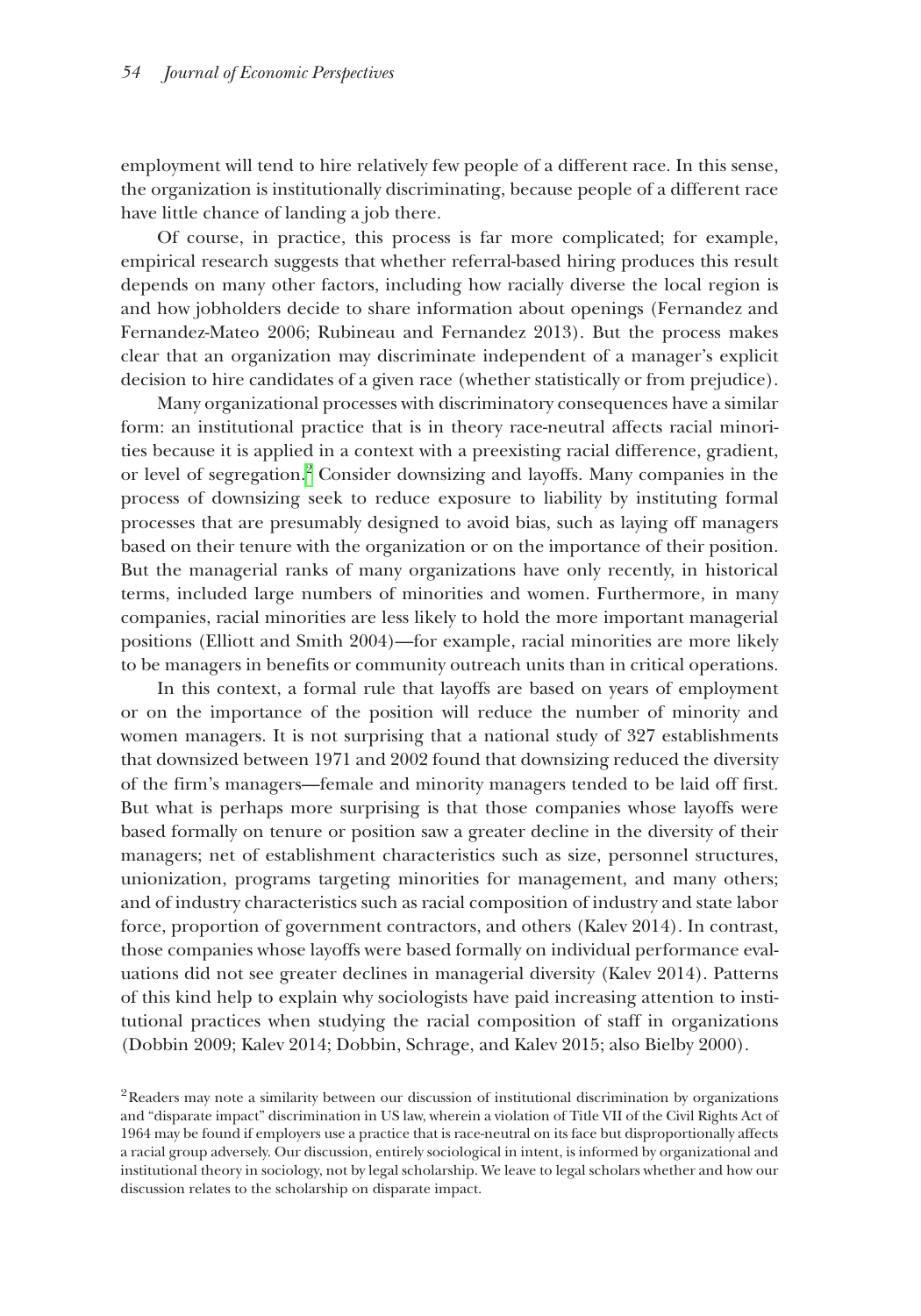employment will tend to hire relatively few people of a different race. In this sense, the organization is institutionally discriminating, because people of a different race have little chance of landing a job there.

Of course, in practice, this process is far more complicated; for example, empirical research suggests that whether referral-based hiring produces this result depends on many other factors, including how racially diverse the local region is and how jobholders decide to share information about openings (Fernandez and Fernandez-Mateo 2006; Rubineau and Fernandez 2013). But the process makes clear that an organization may discriminate independent of a manager's explicit decision to hire candidates of a given race (whether statistically or from prejudice).

Many organizational processes with discriminatory consequences have a similar form: an institutional practice that is in theory race-neutral affects racial minorities because it is applied in a context with a preexisting racial difference, gradient, or level of segregation.[2] Consider downsizing and layoffs. Many companies in the process of downsizing seek to reduce exposure to liability by instituting formal processes that are presumably designed to avoid bias, such as laying off managers based on their tenure with the organization or on the importance of their position. But the managerial ranks of many organizations have only recently, in historical terms, included large numbers of minorities and women. Furthermore, in many companies, racial minorities are less likely to hold the more important managerial positions (Elliott and Smith 2004)—for example, racial minorities are more likely to be managers in benefits or community outreach units than in critical operations.

In this context, a formal rule that layoffs are based on years of employment or on the importance of the position will reduce the number of minority and women managers. It is not surprising that a national study of 327 establishments that downsized between 1971 and 2002 found that downsizing reduced the diversity of the firm's managers—female and minority managers tended to be laid off first. But what is perhaps more surprising is that those companies whose layoffs were based formally on tenure or position saw a greater decline in the diversity of their managers; net of establishment characteristics such as size, personnel structures, unionization, programs targeting minorities for management, and many others; and of industry characteristics such as racial composition of industry and state labor force, proportion of government contractors, and others (Kalev 2014). In contrast, those companies whose layoffs were based formally on individual performance evaluations did not see greater declines in managerial diversity (Kalev 2014). Patterns of this kind help to explain why sociologists have paid increasing attention to institutional practices when studying the racial composition of staff in organizations (Dobbin 2009; Kalev 2014; Dobbin, Schrage, and Kalev 2015; also Bielby 2000).

[2] Readers may note a similarity between our discussion of institutional discrimination by organizations and "disparate impact" discrimination in US law, wherein a violation of Title VII of the Civil Rights Act of 1964 may be found if employers use a practice that is race-neutral on its face but disproportionally affects a racial group adversely. Our discussion, entirely sociological in intent, is informed by organizational and institutional theory in sociology, not by legal scholarship. We leave to legal scholars whether and how our discussion relates to the scholarship on disparate impact.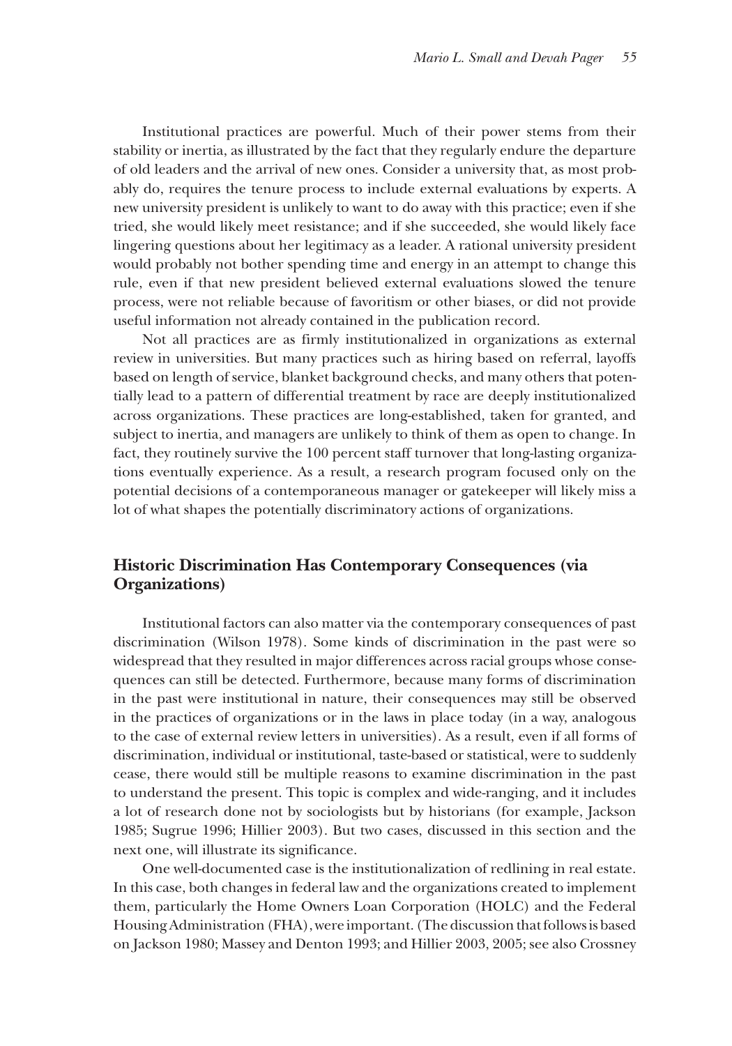Institutional practices are powerful. Much of their power stems from their stability or inertia, as illustrated by the fact that they regularly endure the departure of old leaders and the arrival of new ones. Consider a university that, as most probably do, requires the tenure process to include external evaluations by experts. A new university president is unlikely to want to do away with this practice; even if she tried, she would likely meet resistance; and if she succeeded, she would likely face lingering questions about her legitimacy as a leader. A rational university president would probably not bother spending time and energy in an attempt to change this rule, even if that new president believed external evaluations slowed the tenure process, were not reliable because of favoritism or other biases, or did not provide useful information not already contained in the publication record.

Not all practices are as firmly institutionalized in organizations as external review in universities. But many practices such as hiring based on referral, layoffs based on length of service, blanket background checks, and many others that potentially lead to a pattern of differential treatment by race are deeply institutionalized across organizations. These practices are long-established, taken for granted, and subject to inertia, and managers are unlikely to think of them as open to change. In fact, they routinely survive the 100 percent staff turnover that long-lasting organizations eventually experience. As a result, a research program focused only on the potential decisions of a contemporaneous manager or gatekeeper will likely miss a lot of what shapes the potentially discriminatory actions of organizations.

## Historic Discrimination Has Contemporary Consequences (via Organizations)

Institutional factors can also matter via the contemporary consequences of past discrimination (Wilson 1978). Some kinds of discrimination in the past were so widespread that they resulted in major differences across racial groups whose consequences can still be detected. Furthermore, because many forms of discrimination in the past were institutional in nature, their consequences may still be observed in the practices of organizations or in the laws in place today (in a way, analogous to the case of external review letters in universities). As a result, even if all forms of discrimination, individual or institutional, taste-based or statistical, were to suddenly cease, there would still be multiple reasons to examine discrimination in the past to understand the present. This topic is complex and wide-ranging, and it includes a lot of research done not by sociologists but by historians (for example, Jackson 1985; Sugrue 1996; Hillier 2003). But two cases, discussed in this section and the next one, will illustrate its significance.

One well-documented case is the institutionalization of redlining in real estate. In this case, both changes in federal law and the organizations created to implement them, particularly the Home Owners Loan Corporation (HOLC) and the Federal Housing Administration (FHA), were important. (The discussion that follows is based on Jackson 1980; Massey and Denton 1993; and Hillier 2003, 2005; see also Crossney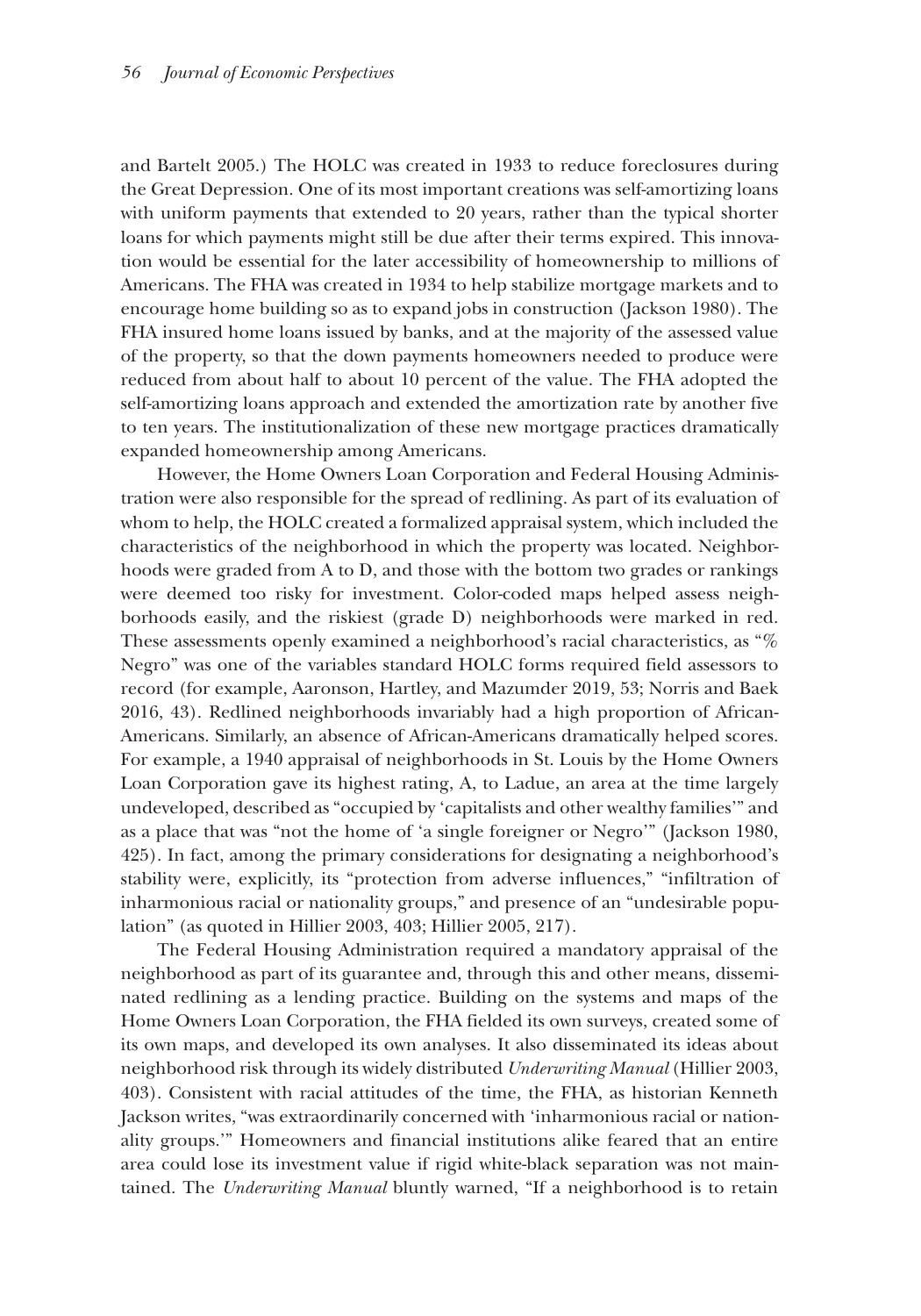and Bartelt 2005.) The HOLC was created in 1933 to reduce foreclosures during the Great Depression. One of its most important creations was self-amortizing loans with uniform payments that extended to 20 years, rather than the typical shorter loans for which payments might still be due after their terms expired. This innovation would be essential for the later accessibility of homeownership to millions of Americans. The FHA was created in 1934 to help stabilize mortgage markets and to encourage home building so as to expand jobs in construction (Jackson 1980). The FHA insured home loans issued by banks, and at the majority of the assessed value of the property, so that the down payments homeowners needed to produce were reduced from about half to about 10 percent of the value. The FHA adopted the self-amortizing loans approach and extended the amortization rate by another five to ten years. The institutionalization of these new mortgage practices dramatically expanded homeownership among Americans.

However, the Home Owners Loan Corporation and Federal Housing Administration were also responsible for the spread of redlining. As part of its evaluation of whom to help, the HOLC created a formalized appraisal system, which included the characteristics of the neighborhood in which the property was located. Neighborhoods were graded from A to D, and those with the bottom two grades or rankings were deemed too risky for investment. Color-coded maps helped assess neighborhoods easily, and the riskiest (grade D) neighborhoods were marked in red. These assessments openly examined a neighborhood's racial characteristics, as "% Negro" was one of the variables standard HOLC forms required field assessors to record (for example, Aaronson, Hartley, and Mazumder 2019, 53; Norris and Baek 2016, 43). Redlined neighborhoods invariably had a high proportion of African-Americans. Similarly, an absence of African-Americans dramatically helped scores. For example, a 1940 appraisal of neighborhoods in St. Louis by the Home Owners Loan Corporation gave its highest rating, A, to Ladue, an area at the time largely undeveloped, described as "occupied by 'capitalists and other wealthy families'" and as a place that was "not the home of 'a single foreigner or Negro'" (Jackson 1980, 425). In fact, among the primary considerations for designating a neighborhood's stability were, explicitly, its "protection from adverse influences," "infiltration of inharmonious racial or nationality groups," and presence of an "undesirable population" (as quoted in Hillier 2003, 403; Hillier 2005, 217).

The Federal Housing Administration required a mandatory appraisal of the neighborhood as part of its guarantee and, through this and other means, disseminated redlining as a lending practice. Building on the systems and maps of the Home Owners Loan Corporation, the FHA fielded its own surveys, created some of its own maps, and developed its own analyses. It also disseminated its ideas about neighborhood risk through its widely distributed *Underwriting Manual* (Hillier 2003, 403). Consistent with racial attitudes of the time, the FHA, as historian Kenneth Jackson writes, "was extraordinarily concerned with 'inharmonious racial or nationality groups.'" Homeowners and financial institutions alike feared that an entire area could lose its investment value if rigid white-black separation was not maintained. The *Underwriting Manual* bluntly warned, "If a neighborhood is to retain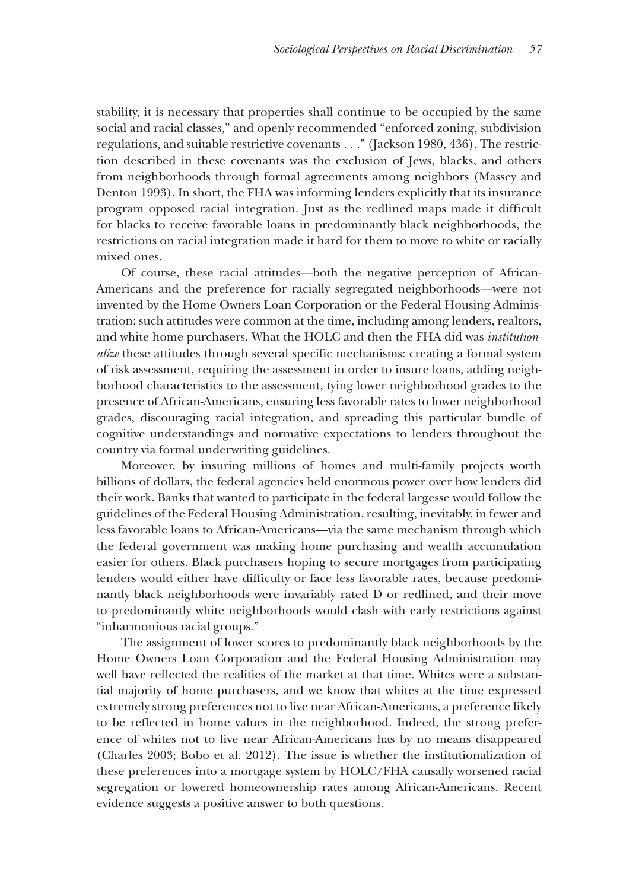stability, it is necessary that properties shall continue to be occupied by the same social and racial classes," and openly recommended "enforced zoning, subdivision regulations, and suitable restrictive covenants . . ." (Jackson 1980, 436). The restriction described in these covenants was the exclusion of Jews, blacks, and others from neighborhoods through formal agreements among neighbors (Massey and Denton 1993). In short, the FHA was informing lenders explicitly that its insurance program opposed racial integration. Just as the redlined maps made it difficult for blacks to receive favorable loans in predominantly black neighborhoods, the restrictions on racial integration made it hard for them to move to white or racially mixed ones.

Of course, these racial attitudes—both the negative perception of African-Americans and the preference for racially segregated neighborhoods—were not invented by the Home Owners Loan Corporation or the Federal Housing Administration; such attitudes were common at the time, including among lenders, realtors, and white home purchasers. What the HOLC and then the FHA did was *institutionalize* these attitudes through several specific mechanisms: creating a formal system of risk assessment, requiring the assessment in order to insure loans, adding neighborhood characteristics to the assessment, tying lower neighborhood grades to the presence of African-Americans, ensuring less favorable rates to lower neighborhood grades, discouraging racial integration, and spreading this particular bundle of cognitive understandings and normative expectations to lenders throughout the country via formal underwriting guidelines.

Moreover, by insuring millions of homes and multi-family projects worth billions of dollars, the federal agencies held enormous power over how lenders did their work. Banks that wanted to participate in the federal largesse would follow the guidelines of the Federal Housing Administration, resulting, inevitably, in fewer and less favorable loans to African-Americans—via the same mechanism through which the federal government was making home purchasing and wealth accumulation easier for others. Black purchasers hoping to secure mortgages from participating lenders would either have difficulty or face less favorable rates, because predominantly black neighborhoods were invariably rated D or redlined, and their move to predominantly white neighborhoods would clash with early restrictions against "inharmonious racial groups."

The assignment of lower scores to predominantly black neighborhoods by the Home Owners Loan Corporation and the Federal Housing Administration may well have reflected the realities of the market at that time. Whites were a substantial majority of home purchasers, and we know that whites at the time expressed extremely strong preferences not to live near African-Americans, a preference likely to be reflected in home values in the neighborhood. Indeed, the strong preference of whites not to live near African-Americans has by no means disappeared (Charles 2003; Bobo et al. 2012). The issue is whether the institutionalization of these preferences into a mortgage system by HOLC/FHA causally worsened racial segregation or lowered homeownership rates among African-Americans. Recent evidence suggests a positive answer to both questions.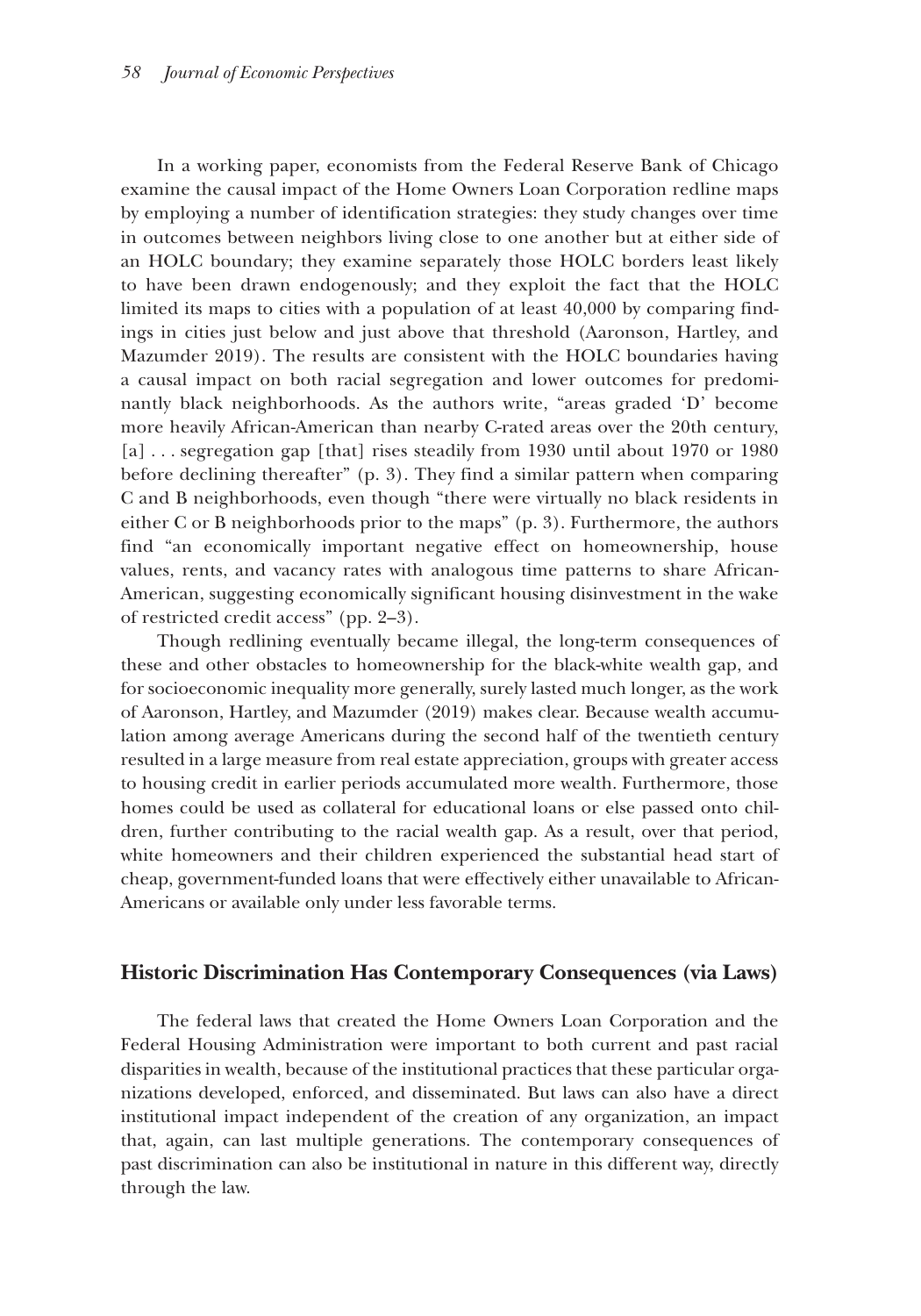In a working paper, economists from the Federal Reserve Bank of Chicago examine the causal impact of the Home Owners Loan Corporation redline maps by employing a number of identification strategies: they study changes over time in outcomes between neighbors living close to one another but at either side of an HOLC boundary; they examine separately those HOLC borders least likely to have been drawn endogenously; and they exploit the fact that the HOLC limited its maps to cities with a population of at least 40,000 by comparing findings in cities just below and just above that threshold (Aaronson, Hartley, and Mazumder 2019). The results are consistent with the HOLC boundaries having a causal impact on both racial segregation and lower outcomes for predominantly black neighborhoods. As the authors write, "areas graded 'D' become more heavily African-American than nearby C-rated areas over the 20th century, [a] . . . segregation gap [that] rises steadily from 1930 until about 1970 or 1980 before declining thereafter" (p. 3). They find a similar pattern when comparing C and B neighborhoods, even though "there were virtually no black residents in either C or B neighborhoods prior to the maps" (p. 3). Furthermore, the authors find "an economically important negative effect on homeownership, house values, rents, and vacancy rates with analogous time patterns to share African-American, suggesting economically significant housing disinvestment in the wake of restricted credit access" (pp. 2–3).

Though redlining eventually became illegal, the long-term consequences of these and other obstacles to homeownership for the black-white wealth gap, and for socioeconomic inequality more generally, surely lasted much longer, as the work of Aaronson, Hartley, and Mazumder (2019) makes clear. Because wealth accumulation among average Americans during the second half of the twentieth century resulted in a large measure from real estate appreciation, groups with greater access to housing credit in earlier periods accumulated more wealth. Furthermore, those homes could be used as collateral for educational loans or else passed onto children, further contributing to the racial wealth gap. As a result, over that period, white homeowners and their children experienced the substantial head start of cheap, government-funded loans that were effectively either unavailable to African-Americans or available only under less favorable terms.

## Historic Discrimination Has Contemporary Consequences (via Laws)

The federal laws that created the Home Owners Loan Corporation and the Federal Housing Administration were important to both current and past racial disparities in wealth, because of the institutional practices that these particular organizations developed, enforced, and disseminated. But laws can also have a direct institutional impact independent of the creation of any organization, an impact that, again, can last multiple generations. The contemporary consequences of past discrimination can also be institutional in nature in this different way, directly through the law.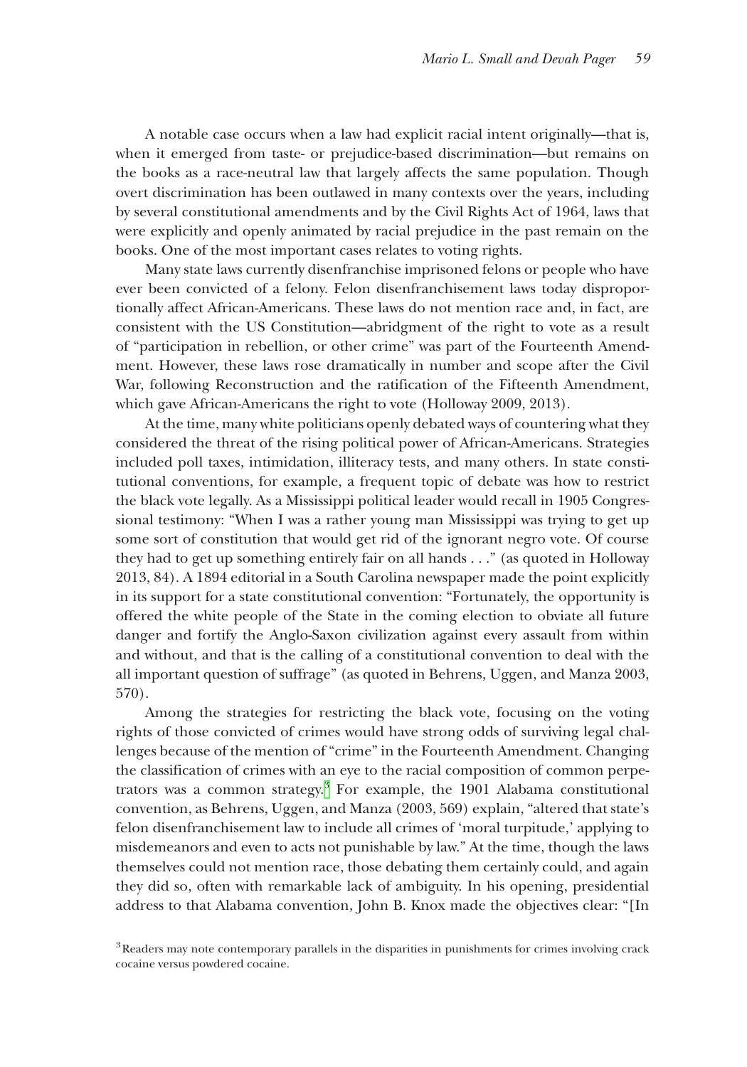A notable case occurs when a law had explicit racial intent originally—that is, when it emerged from taste- or prejudice-based discrimination—but remains on the books as a race-neutral law that largely affects the same population. Though overt discrimination has been outlawed in many contexts over the years, including by several constitutional amendments and by the Civil Rights Act of 1964, laws that were explicitly and openly animated by racial prejudice in the past remain on the books. One of the most important cases relates to voting rights.

Many state laws currently disenfranchise imprisoned felons or people who have ever been convicted of a felony. Felon disenfranchisement laws today disproportionally affect African-Americans. These laws do not mention race and, in fact, are consistent with the US Constitution—abridgment of the right to vote as a result of "participation in rebellion, or other crime" was part of the Fourteenth Amendment. However, these laws rose dramatically in number and scope after the Civil War, following Reconstruction and the ratification of the Fifteenth Amendment, which gave African-Americans the right to vote (Holloway 2009, 2013).

At the time, many white politicians openly debated ways of countering what they considered the threat of the rising political power of African-Americans. Strategies included poll taxes, intimidation, illiteracy tests, and many others. In state constitutional conventions, for example, a frequent topic of debate was how to restrict the black vote legally. As a Mississippi political leader would recall in 1905 Congressional testimony: "When I was a rather young man Mississippi was trying to get up some sort of constitution that would get rid of the ignorant negro vote. Of course they had to get up something entirely fair on all hands . . ." (as quoted in Holloway 2013, 84). A 1894 editorial in a South Carolina newspaper made the point explicitly in its support for a state constitutional convention: "Fortunately, the opportunity is offered the white people of the State in the coming election to obviate all future danger and fortify the Anglo-Saxon civilization against every assault from within and without, and that is the calling of a constitutional convention to deal with the all important question of suffrage" (as quoted in Behrens, Uggen, and Manza 2003, 570).

Among the strategies for restricting the black vote, focusing on the voting rights of those convicted of crimes would have strong odds of surviving legal challenges because of the mention of "crime" in the Fourteenth Amendment. Changing the classification of crimes with an eye to the racial composition of common perpetrators was a common strategy.[3] For example, the 1901 Alabama constitutional convention, as Behrens, Uggen, and Manza (2003, 569) explain, "altered that state's felon disenfranchisement law to include all crimes of 'moral turpitude,' applying to misdemeanors and even to acts not punishable by law." At the time, though the laws themselves could not mention race, those debating them certainly could, and again they did so, often with remarkable lack of ambiguity. In his opening, presidential address to that Alabama convention, John B. Knox made the objectives clear: "[In

[3] Readers may note contemporary parallels in the disparities in punishments for crimes involving crack cocaine versus powdered cocaine.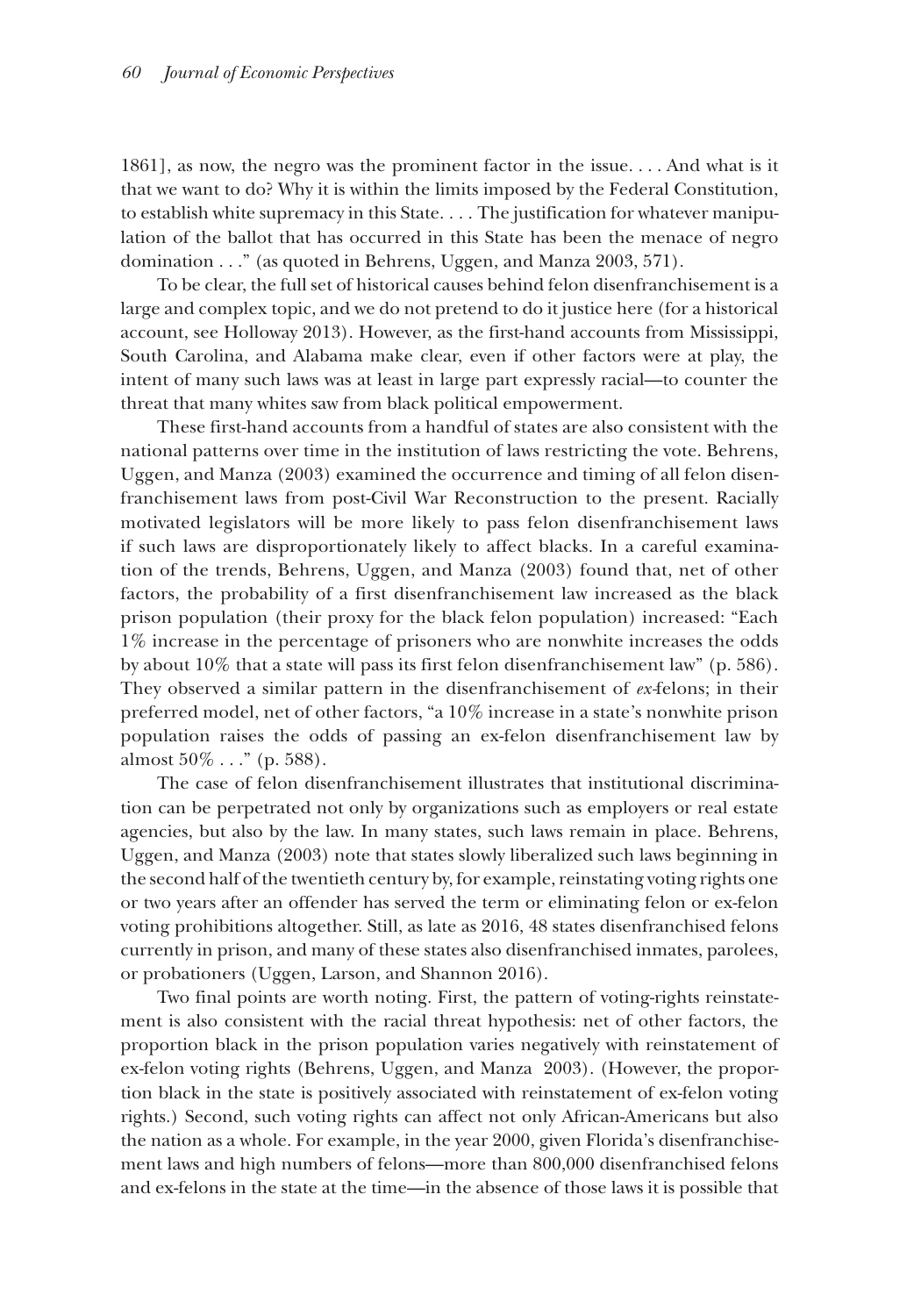1861], as now, the negro was the prominent factor in the issue. . . . And what is it that we want to do? Why it is within the limits imposed by the Federal Constitution, to establish white supremacy in this State. . . . The justification for whatever manipulation of the ballot that has occurred in this State has been the menace of negro domination . . ." (as quoted in Behrens, Uggen, and Manza 2003, 571).

To be clear, the full set of historical causes behind felon disenfranchisement is a large and complex topic, and we do not pretend to do it justice here (for a historical account, see Holloway 2013). However, as the first-hand accounts from Mississippi, South Carolina, and Alabama make clear, even if other factors were at play, the intent of many such laws was at least in large part expressly racial—to counter the threat that many whites saw from black political empowerment.

These first-hand accounts from a handful of states are also consistent with the national patterns over time in the institution of laws restricting the vote. Behrens, Uggen, and Manza (2003) examined the occurrence and timing of all felon disenfranchisement laws from post-Civil War Reconstruction to the present. Racially motivated legislators will be more likely to pass felon disenfranchisement laws if such laws are disproportionately likely to affect blacks. In a careful examination of the trends, Behrens, Uggen, and Manza (2003) found that, net of other factors, the probability of a first disenfranchisement law increased as the black prison population (their proxy for the black felon population) increased: "Each 1% increase in the percentage of prisoners who are nonwhite increases the odds by about 10% that a state will pass its first felon disenfranchisement law" (p. 586). They observed a similar pattern in the disenfranchisement of *ex*-felons; in their preferred model, net of other factors, "a 10% increase in a state's nonwhite prison population raises the odds of passing an ex-felon disenfranchisement law by almost 50% . . ." (p. 588).

The case of felon disenfranchisement illustrates that institutional discrimination can be perpetrated not only by organizations such as employers or real estate agencies, but also by the law. In many states, such laws remain in place. Behrens, Uggen, and Manza (2003) note that states slowly liberalized such laws beginning in the second half of the twentieth century by, for example, reinstating voting rights one or two years after an offender has served the term or eliminating felon or ex-felon voting prohibitions altogether. Still, as late as 2016, 48 states disenfranchised felons currently in prison, and many of these states also disenfranchised inmates, parolees, or probationers (Uggen, Larson, and Shannon 2016).

Two final points are worth noting. First, the pattern of voting-rights reinstatement is also consistent with the racial threat hypothesis: net of other factors, the proportion black in the prison population varies negatively with reinstatement of ex-felon voting rights (Behrens, Uggen, and Manza 2003). (However, the proportion black in the state is positively associated with reinstatement of ex-felon voting rights.) Second, such voting rights can affect not only African-Americans but also the nation as a whole. For example, in the year 2000, given Florida's disenfranchisement laws and high numbers of felons—more than 800,000 disenfranchised felons and ex-felons in the state at the time—in the absence of those laws it is possible that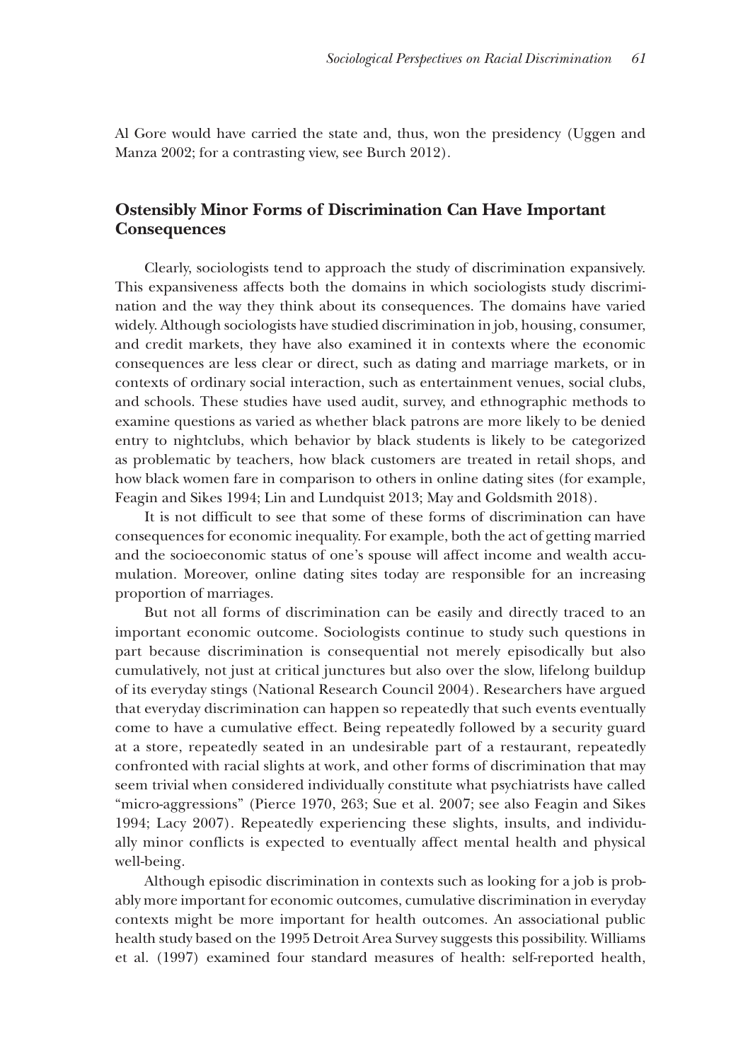Al Gore would have carried the state and, thus, won the presidency (Uggen and Manza 2002; for a contrasting view, see Burch 2012).

## Ostensibly Minor Forms of Discrimination Can Have Important Consequences

Clearly, sociologists tend to approach the study of discrimination expansively. This expansiveness affects both the domains in which sociologists study discrimination and the way they think about its consequences. The domains have varied widely. Although sociologists have studied discrimination in job, housing, consumer, and credit markets, they have also examined it in contexts where the economic consequences are less clear or direct, such as dating and marriage markets, or in contexts of ordinary social interaction, such as entertainment venues, social clubs, and schools. These studies have used audit, survey, and ethnographic methods to examine questions as varied as whether black patrons are more likely to be denied entry to nightclubs, which behavior by black students is likely to be categorized as problematic by teachers, how black customers are treated in retail shops, and how black women fare in comparison to others in online dating sites (for example, Feagin and Sikes 1994; Lin and Lundquist 2013; May and Goldsmith 2018).

It is not difficult to see that some of these forms of discrimination can have consequences for economic inequality. For example, both the act of getting married and the socioeconomic status of one's spouse will affect income and wealth accumulation. Moreover, online dating sites today are responsible for an increasing proportion of marriages.

But not all forms of discrimination can be easily and directly traced to an important economic outcome. Sociologists continue to study such questions in part because discrimination is consequential not merely episodically but also cumulatively, not just at critical junctures but also over the slow, lifelong buildup of its everyday stings (National Research Council 2004). Researchers have argued that everyday discrimination can happen so repeatedly that such events eventually come to have a cumulative effect. Being repeatedly followed by a security guard at a store, repeatedly seated in an undesirable part of a restaurant, repeatedly confronted with racial slights at work, and other forms of discrimination that may seem trivial when considered individually constitute what psychiatrists have called "micro-aggressions" (Pierce 1970, 263; Sue et al. 2007; see also Feagin and Sikes 1994; Lacy 2007). Repeatedly experiencing these slights, insults, and individually minor conflicts is expected to eventually affect mental health and physical well-being.

Although episodic discrimination in contexts such as looking for a job is probably more important for economic outcomes, cumulative discrimination in everyday contexts might be more important for health outcomes. An associational public health study based on the 1995 Detroit Area Survey suggests this possibility. Williams et al. (1997) examined four standard measures of health: self-reported health,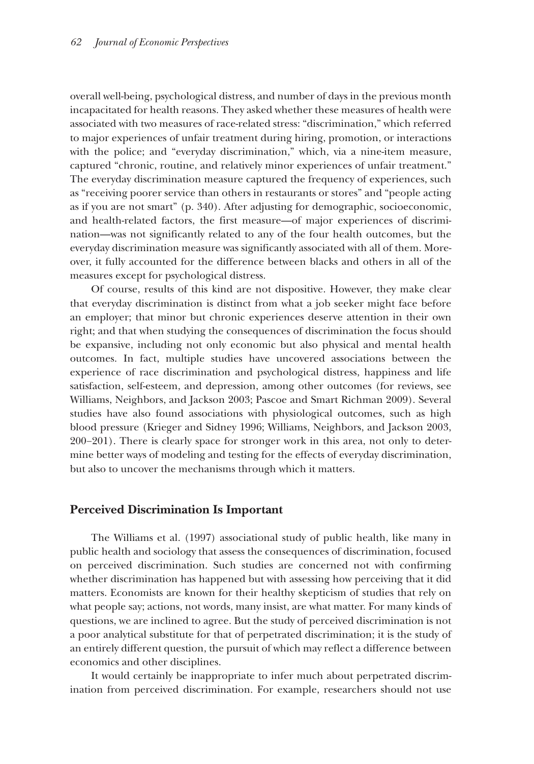overall well-being, psychological distress, and number of days in the previous month incapacitated for health reasons. They asked whether these measures of health were associated with two measures of race-related stress: "discrimination," which referred to major experiences of unfair treatment during hiring, promotion, or interactions with the police; and "everyday discrimination," which, via a nine-item measure, captured "chronic, routine, and relatively minor experiences of unfair treatment." The everyday discrimination measure captured the frequency of experiences, such as "receiving poorer service than others in restaurants or stores" and "people acting as if you are not smart" (p. 340). After adjusting for demographic, socioeconomic, and health-related factors, the first measure—of major experiences of discrimination—was not significantly related to any of the four health outcomes, but the everyday discrimination measure was significantly associated with all of them. Moreover, it fully accounted for the difference between blacks and others in all of the measures except for psychological distress.

Of course, results of this kind are not dispositive. However, they make clear that everyday discrimination is distinct from what a job seeker might face before an employer; that minor but chronic experiences deserve attention in their own right; and that when studying the consequences of discrimination the focus should be expansive, including not only economic but also physical and mental health outcomes. In fact, multiple studies have uncovered associations between the experience of race discrimination and psychological distress, happiness and life satisfaction, self-esteem, and depression, among other outcomes (for reviews, see Williams, Neighbors, and Jackson 2003; Pascoe and Smart Richman 2009). Several studies have also found associations with physiological outcomes, such as high blood pressure (Krieger and Sidney 1996; Williams, Neighbors, and Jackson 2003, 200–201). There is clearly space for stronger work in this area, not only to determine better ways of modeling and testing for the effects of everyday discrimination, but also to uncover the mechanisms through which it matters.

## Perceived Discrimination Is Important

The Williams et al. (1997) associational study of public health, like many in public health and sociology that assess the consequences of discrimination, focused on perceived discrimination. Such studies are concerned not with confirming whether discrimination has happened but with assessing how perceiving that it did matters. Economists are known for their healthy skepticism of studies that rely on what people say; actions, not words, many insist, are what matter. For many kinds of questions, we are inclined to agree. But the study of perceived discrimination is not a poor analytical substitute for that of perpetrated discrimination; it is the study of an entirely different question, the pursuit of which may reflect a difference between economics and other disciplines.

It would certainly be inappropriate to infer much about perpetrated discrimination from perceived discrimination. For example, researchers should not use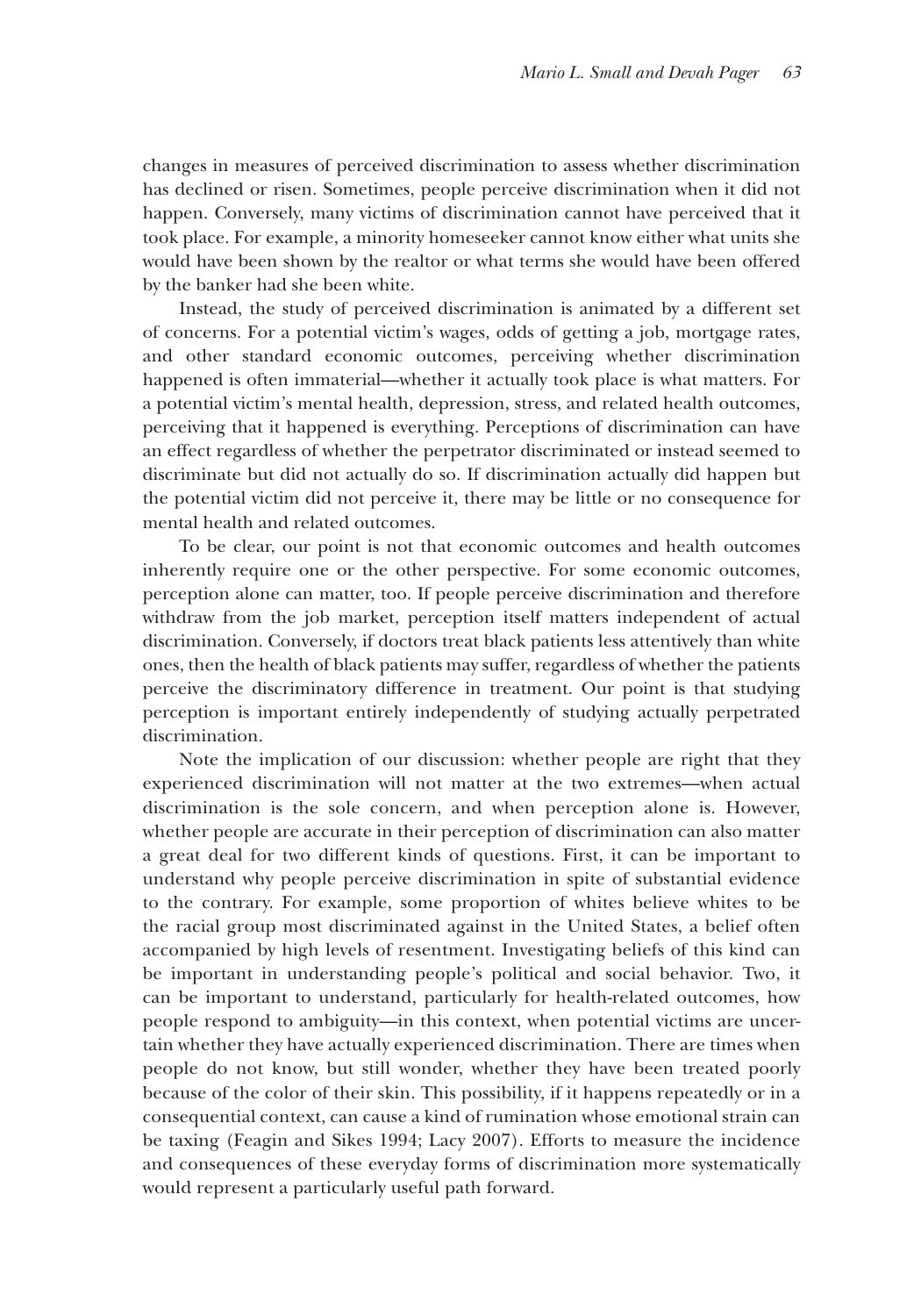changes in measures of perceived discrimination to assess whether discrimination has declined or risen. Sometimes, people perceive discrimination when it did not happen. Conversely, many victims of discrimination cannot have perceived that it took place. For example, a minority homeseeker cannot know either what units she would have been shown by the realtor or what terms she would have been offered by the banker had she been white.

Instead, the study of perceived discrimination is animated by a different set of concerns. For a potential victim's wages, odds of getting a job, mortgage rates, and other standard economic outcomes, perceiving whether discrimination happened is often immaterial—whether it actually took place is what matters. For a potential victim's mental health, depression, stress, and related health outcomes, perceiving that it happened is everything. Perceptions of discrimination can have an effect regardless of whether the perpetrator discriminated or instead seemed to discriminate but did not actually do so. If discrimination actually did happen but the potential victim did not perceive it, there may be little or no consequence for mental health and related outcomes.

To be clear, our point is not that economic outcomes and health outcomes inherently require one or the other perspective. For some economic outcomes, perception alone can matter, too. If people perceive discrimination and therefore withdraw from the job market, perception itself matters independent of actual discrimination. Conversely, if doctors treat black patients less attentively than white ones, then the health of black patients may suffer, regardless of whether the patients perceive the discriminatory difference in treatment. Our point is that studying perception is important entirely independently of studying actually perpetrated discrimination.

Note the implication of our discussion: whether people are right that they experienced discrimination will not matter at the two extremes—when actual discrimination is the sole concern, and when perception alone is. However, whether people are accurate in their perception of discrimination can also matter a great deal for two different kinds of questions. First, it can be important to understand why people perceive discrimination in spite of substantial evidence to the contrary. For example, some proportion of whites believe whites to be the racial group most discriminated against in the United States, a belief often accompanied by high levels of resentment. Investigating beliefs of this kind can be important in understanding people's political and social behavior. Two, it can be important to understand, particularly for health-related outcomes, how people respond to ambiguity—in this context, when potential victims are uncertain whether they have actually experienced discrimination. There are times when people do not know, but still wonder, whether they have been treated poorly because of the color of their skin. This possibility, if it happens repeatedly or in a consequential context, can cause a kind of rumination whose emotional strain can be taxing (Feagin and Sikes 1994; Lacy 2007). Efforts to measure the incidence and consequences of these everyday forms of discrimination more systematically would represent a particularly useful path forward.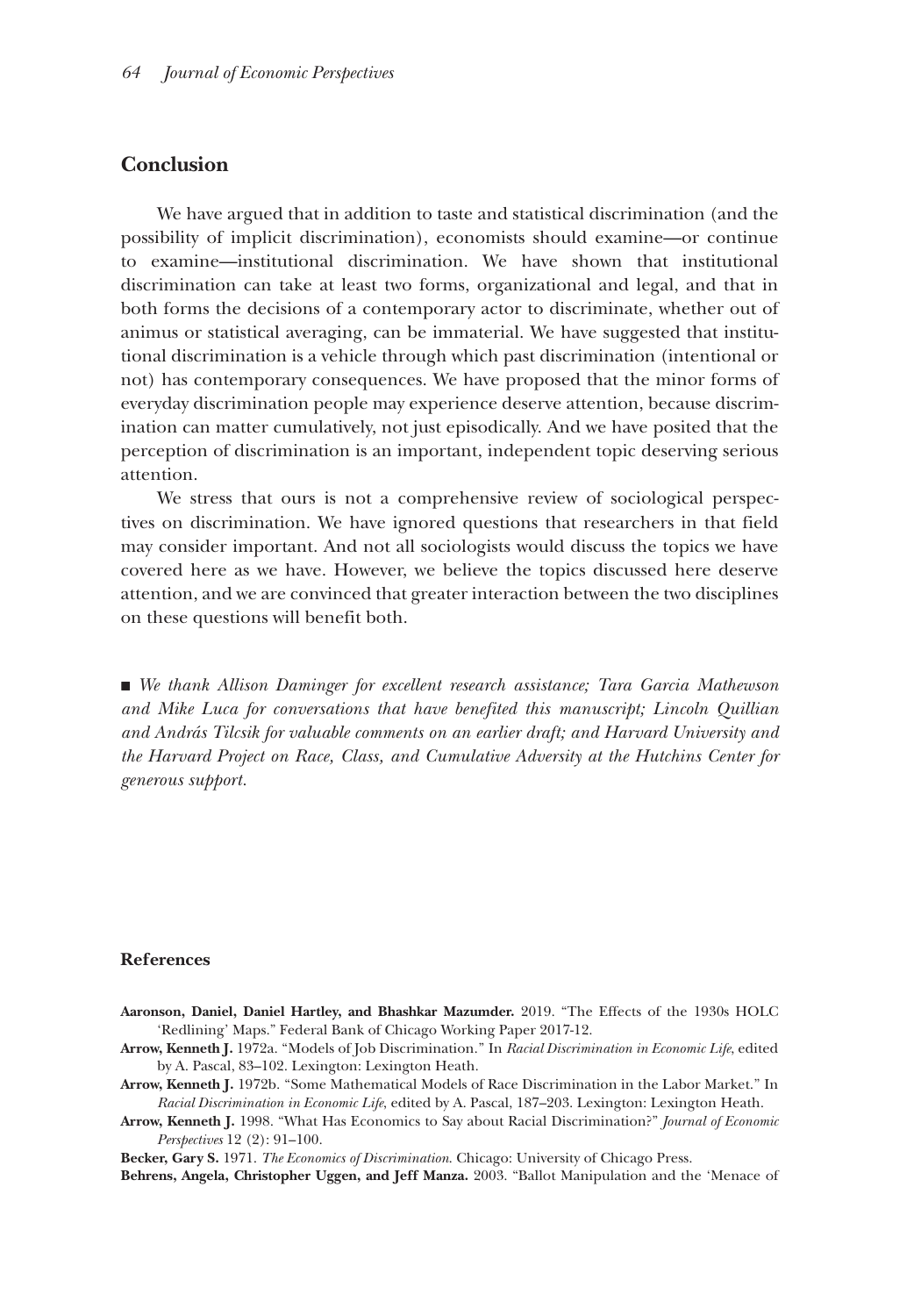## Conclusion

We have argued that in addition to taste and statistical discrimination (and the possibility of implicit discrimination), economists should examine—or continue to examine—institutional discrimination. We have shown that institutional discrimination can take at least two forms, organizational and legal, and that in both forms the decisions of a contemporary actor to discriminate, whether out of animus or statistical averaging, can be immaterial. We have suggested that institutional discrimination is a vehicle through which past discrimination (intentional or not) has contemporary consequences. We have proposed that the minor forms of everyday discrimination people may experience deserve attention, because discrimination can matter cumulatively, not just episodically. And we have posited that the perception of discrimination is an important, independent topic deserving serious attention.

We stress that ours is not a comprehensive review of sociological perspectives on discrimination. We have ignored questions that researchers in that field may consider important. And not all sociologists would discuss the topics we have covered here as we have. However, we believe the topics discussed here deserve attention, and we are convinced that greater interaction between the two disciplines on these questions will benefit both.

■ *We thank Allison Daminger for excellent research assistance; Tara Garcia Mathewson and Mike Luca for conversations that have benefited this manuscript; Lincoln Quillian and András Tilcsik for valuable comments on an earlier draft; and Harvard University and the Harvard Project on Race, Class, and Cumulative Adversity at the Hutchins Center for generous support.*

## References

**Aaronson, Daniel, Daniel Hartley, and Bhashkar Mazumder.** 2019. "The Effects of the 1930s HOLC 'Redlining' Maps." Federal Bank of Chicago Working Paper 2017-12.

**Arrow, Kenneth J.** 1972a. "Models of Job Discrimination." In *Racial Discrimination in Economic Life*, edited by A. Pascal, 83–102. Lexington: Lexington Heath.

**Arrow, Kenneth J.** 1972b. "Some Mathematical Models of Race Discrimination in the Labor Market." In *Racial Discrimination in Economic Life*, edited by A. Pascal, 187–203. Lexington: Lexington Heath.

**Arrow, Kenneth J.** 1998. "What Has Economics to Say about Racial Discrimination?" *Journal of Economic Perspectives* 12 (2): 91–100.

**Becker, Gary S.** 1971. *The Economics of Discrimination*. Chicago: University of Chicago Press.

**Behrens, Angela, Christopher Uggen, and Jeff Manza.** 2003. "Ballot Manipulation and the 'Menace of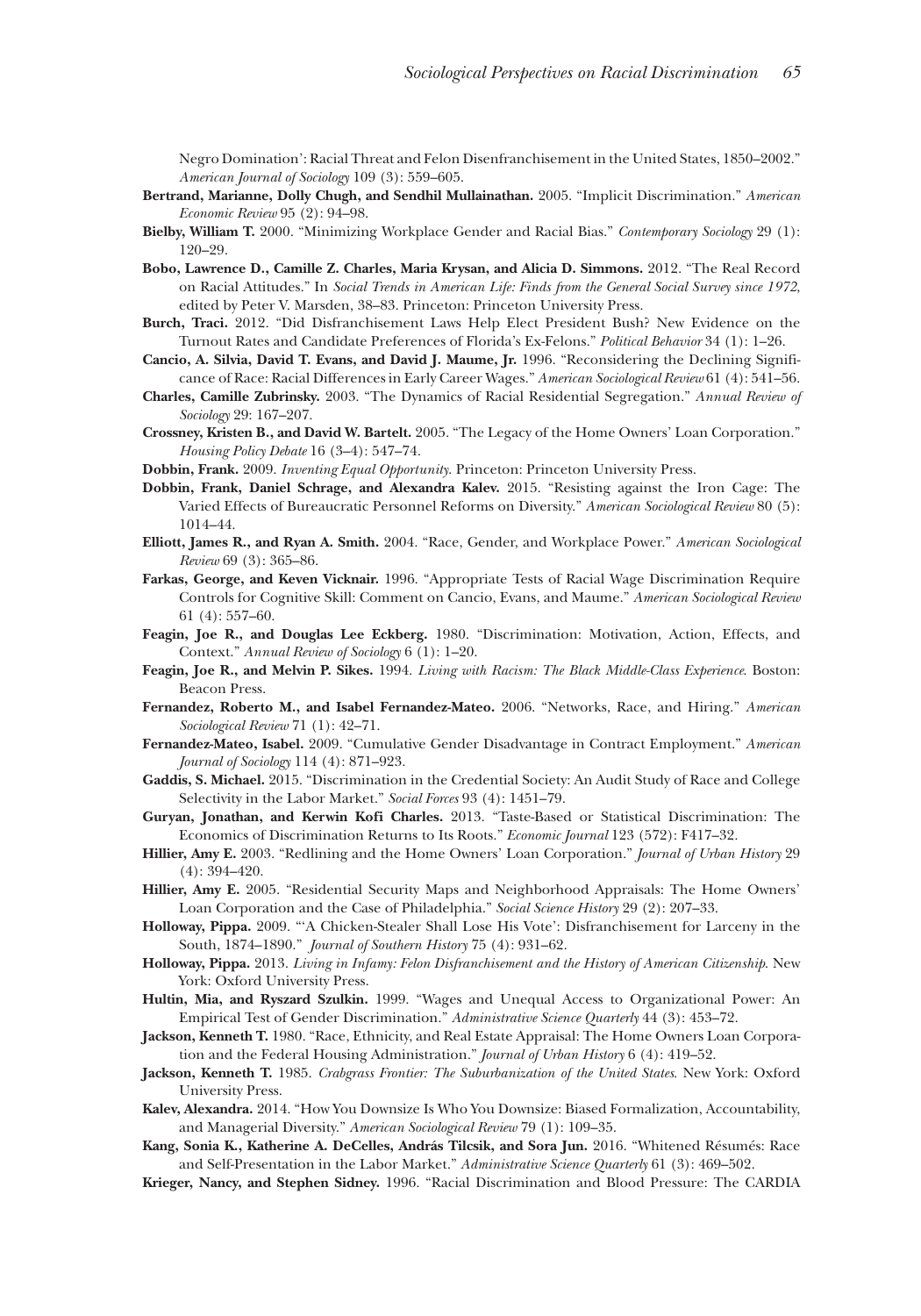Negro Domination': Racial Threat and Felon Disenfranchisement in the United States, 1850–2002." *American Journal of Sociology* 109 (3): 559–605.

**Bertrand, Marianne, Dolly Chugh, and Sendhil Mullainathan.** 2005. "Implicit Discrimination." *American Economic Review* 95 (2): 94–98.

**Bielby, William T.** 2000. "Minimizing Workplace Gender and Racial Bias." *Contemporary Sociology* 29 (1): 120–29.

**Bobo, Lawrence D., Camille Z. Charles, Maria Krysan, and Alicia D. Simmons.** 2012. "The Real Record on Racial Attitudes." In *Social Trends in American Life: Finds from the General Social Survey since 1972*, edited by Peter V. Marsden, 38–83. Princeton: Princeton University Press.

**Burch, Traci.** 2012. "Did Disfranchisement Laws Help Elect President Bush? New Evidence on the Turnout Rates and Candidate Preferences of Florida's Ex-Felons." *Political Behavior* 34 (1): 1–26.

**Cancio, A. Silvia, David T. Evans, and David J. Maume, Jr.** 1996. "Reconsidering the Declining Significance of Race: Racial Differences in Early Career Wages." *American Sociological Review* 61 (4): 541–56.

**Charles, Camille Zubrinsky.** 2003. "The Dynamics of Racial Residential Segregation." *Annual Review of Sociology* 29: 167–207.

**Crossney, Kristen B., and David W. Bartelt.** 2005. "The Legacy of the Home Owners' Loan Corporation." *Housing Policy Debate* 16 (3–4): 547–74.

**Dobbin, Frank.** 2009. *Inventing Equal Opportunity*. Princeton: Princeton University Press.

**Dobbin, Frank, Daniel Schrage, and Alexandra Kalev.** 2015. "Resisting against the Iron Cage: The Varied Effects of Bureaucratic Personnel Reforms on Diversity." *American Sociological Review* 80 (5): 1014–44.

**Elliott, James R., and Ryan A. Smith.** 2004. "Race, Gender, and Workplace Power." *American Sociological Review* 69 (3): 365–86.

**Farkas, George, and Keven Vicknair.** 1996. "Appropriate Tests of Racial Wage Discrimination Require Controls for Cognitive Skill: Comment on Cancio, Evans, and Maume." *American Sociological Review* 61 (4): 557–60.

**Feagin, Joe R., and Douglas Lee Eckberg.** 1980. "Discrimination: Motivation, Action, Effects, and Context." *Annual Review of Sociology* 6 (1): 1–20.

**Feagin, Joe R., and Melvin P. Sikes.** 1994. *Living with Racism: The Black Middle-Class Experience*. Boston: Beacon Press.

**Fernandez, Roberto M., and Isabel Fernandez-Mateo.** 2006. "Networks, Race, and Hiring." *American Sociological Review* 71 (1): 42–71.

**Fernandez-Mateo, Isabel.** 2009. "Cumulative Gender Disadvantage in Contract Employment." *American Journal of Sociology* 114 (4): 871–923.

**Gaddis, S. Michael.** 2015. "Discrimination in the Credential Society: An Audit Study of Race and College Selectivity in the Labor Market." *Social Forces* 93 (4): 1451–79.

**Guryan, Jonathan, and Kerwin Kofi Charles.** 2013. "Taste-Based or Statistical Discrimination: The Economics of Discrimination Returns to Its Roots." *Economic Journal* 123 (572): F417–32.

**Hillier, Amy E.** 2003. "Redlining and the Home Owners' Loan Corporation." *Journal of Urban History* 29 (4): 394–420.

**Hillier, Amy E.** 2005. "Residential Security Maps and Neighborhood Appraisals: The Home Owners' Loan Corporation and the Case of Philadelphia." *Social Science History* 29 (2): 207–33.

**Holloway, Pippa.** 2009. "'A Chicken-Stealer Shall Lose His Vote': Disfranchisement for Larceny in the South, 1874–1890." *Journal of Southern History* 75 (4): 931–62.

**Holloway, Pippa.** 2013. *Living in Infamy: Felon Disfranchisement and the History of American Citizenship*. New York: Oxford University Press.

**Hultin, Mia, and Ryszard Szulkin.** 1999. "Wages and Unequal Access to Organizational Power: An Empirical Test of Gender Discrimination." *Administrative Science Quarterly* 44 (3): 453–72.

**Jackson, Kenneth T.** 1980. "Race, Ethnicity, and Real Estate Appraisal: The Home Owners Loan Corporation and the Federal Housing Administration." *Journal of Urban History* 6 (4): 419–52.

**Jackson, Kenneth T.** 1985. *Crabgrass Frontier: The Suburbanization of the United States*. New York: Oxford University Press.

**Kalev, Alexandra.** 2014. "How You Downsize Is Who You Downsize: Biased Formalization, Accountability, and Managerial Diversity." *American Sociological Review* 79 (1): 109–35.

**Kang, Sonia K., Katherine A. DeCelles, András Tilcsik, and Sora Jun.** 2016. "Whitened Résumés: Race and Self-Presentation in the Labor Market." *Administrative Science Quarterly* 61 (3): 469–502.

**Krieger, Nancy, and Stephen Sidney.** 1996. "Racial Discrimination and Blood Pressure: The CARDIA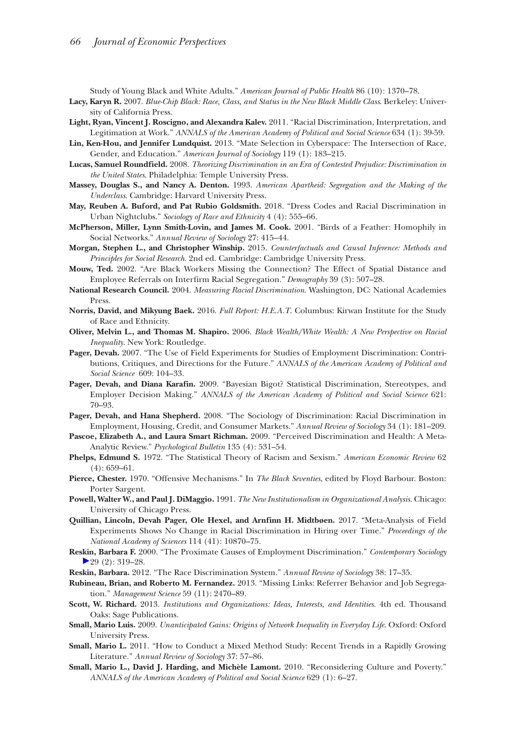Study of Young Black and White Adults." *American Journal of Public Health* 86 (10): 1370–78.

**Lacy, Karyn R.** 2007. *Blue-Chip Black: Race, Class, and Status in the New Black Middle Class*. Berkeley: University of California Press.

**Light, Ryan, Vincent J. Roscigno, and Alexandra Kalev.** 2011. "Racial Discrimination, Interpretation, and Legitimation at Work." *ANNALS of the American Academy of Political and Social Science* 634 (1): 39-59.

**Lin, Ken-Hou, and Jennifer Lundquist.** 2013. "Mate Selection in Cyberspace: The Intersection of Race, Gender, and Education." *American Journal of Sociology* 119 (1): 183–215.

**Lucas, Samuel Roundfield.** 2008. *Theorizing Discrimination in an Era of Contested Prejudice: Discrimination in the United States*. Philadelphia: Temple University Press.

**Massey, Douglas S., and Nancy A. Denton.** 1993. *American Apartheid: Segregation and the Making of the Underclass*. Cambridge: Harvard University Press.

**May, Reuben A. Buford, and Pat Rubio Goldsmith.** 2018. "Dress Codes and Racial Discrimination in Urban Nightclubs." *Sociology of Race and Ethnicity* 4 (4): 555–66.

**McPherson, Miller, Lynn Smith-Lovin, and James M. Cook.** 2001. "Birds of a Feather: Homophily in Social Networks." *Annual Review of Sociology* 27: 415–44.

**Morgan, Stephen L., and Christopher Winship.** 2015. *Counterfactuals and Causal Inference: Methods and Principles for Social Research*. 2nd ed. Cambridge: Cambridge University Press.

**Mouw, Ted.** 2002. "Are Black Workers Missing the Connection? The Effect of Spatial Distance and Employee Referrals on Interfirm Racial Segregation." *Demography* 39 (3): 507–28.

**National Research Council.** 2004. *Measuring Racial Discrimination*. Washington, DC: National Academies Press.

**Norris, David, and Mikyung Baek.** 2016. *Full Report: H.E.A.T*. Columbus: Kirwan Institute for the Study of Race and Ethnicity.

**Oliver, Melvin L., and Thomas M. Shapiro.** 2006. *Black Wealth/White Wealth: A New Perspective on Racial Inequality*. New York: Routledge.

**Pager, Devah.** 2007. "The Use of Field Experiments for Studies of Employment Discrimination: Contributions, Critiques, and Directions for the Future." *ANNALS of the American Academy of Political and Social Science* 609: 104–33.

**Pager, Devah, and Diana Karafin.** 2009. "Bayesian Bigot? Statistical Discrimination, Stereotypes, and Employer Decision Making." *ANNALS of the American Academy of Political and Social Science* 621: 70–93.

**Pager, Devah, and Hana Shepherd.** 2008. "The Sociology of Discrimination: Racial Discrimination in Employment, Housing, Credit, and Consumer Markets." *Annual Review of Sociology* 34 (1): 181–209.

**Pascoe, Elizabeth A., and Laura Smart Richman.** 2009. "Perceived Discrimination and Health: A Meta-Analytic Review." *Psychological Bulletin* 135 (4): 531–54.

**Phelps, Edmund S.** 1972. "The Statistical Theory of Racism and Sexism." *American Economic Review* 62 (4): 659–61.

**Pierce, Chester.** 1970. "Offensive Mechanisms." In *The Black Seventies*, edited by Floyd Barbour. Boston: Porter Sargent.

**Powell, Walter W., and Paul J. DiMaggio.** 1991. *The New Institutionalism in Organizational Analysis*. Chicago: University of Chicago Press.

**Quillian, Lincoln, Devah Pager, Ole Hexel, and Arnfinn H. Midtbøen.** 2017. "Meta-Analysis of Field Experiments Shows No Change in Racial Discrimination in Hiring over Time." *Proceedings of the National Academy of Sciences* 114 (41): 10870–75.

**Reskin, Barbara F.** 2000. "The Proximate Causes of Employment Discrimination." *Contemporary Sociology* 29 (2): 319–28.

**Reskin, Barbara.** 2012. "The Race Discrimination System." *Annual Review of Sociology* 38: 17–35.

**Rubineau, Brian, and Roberto M. Fernandez.** 2013. "Missing Links: Referrer Behavior and Job Segregation." *Management Science* 59 (11): 2470–89.

**Scott, W. Richard.** 2013. *Institutions and Organizations: Ideas, Interests, and Identities*. 4th ed. Thousand Oaks: Sage Publications.

**Small, Mario Luis.** 2009. *Unanticipated Gains: Origins of Network Inequality in Everyday Life*. Oxford: Oxford University Press.

**Small, Mario L.** 2011. "How to Conduct a Mixed Method Study: Recent Trends in a Rapidly Growing Literature." *Annual Review of Sociology* 37: 57–86.

**Small, Mario L., David J. Harding, and Michèle Lamont.** 2010. "Reconsidering Culture and Poverty." *ANNALS of the American Academy of Political and Social Science* 629 (1): 6–27.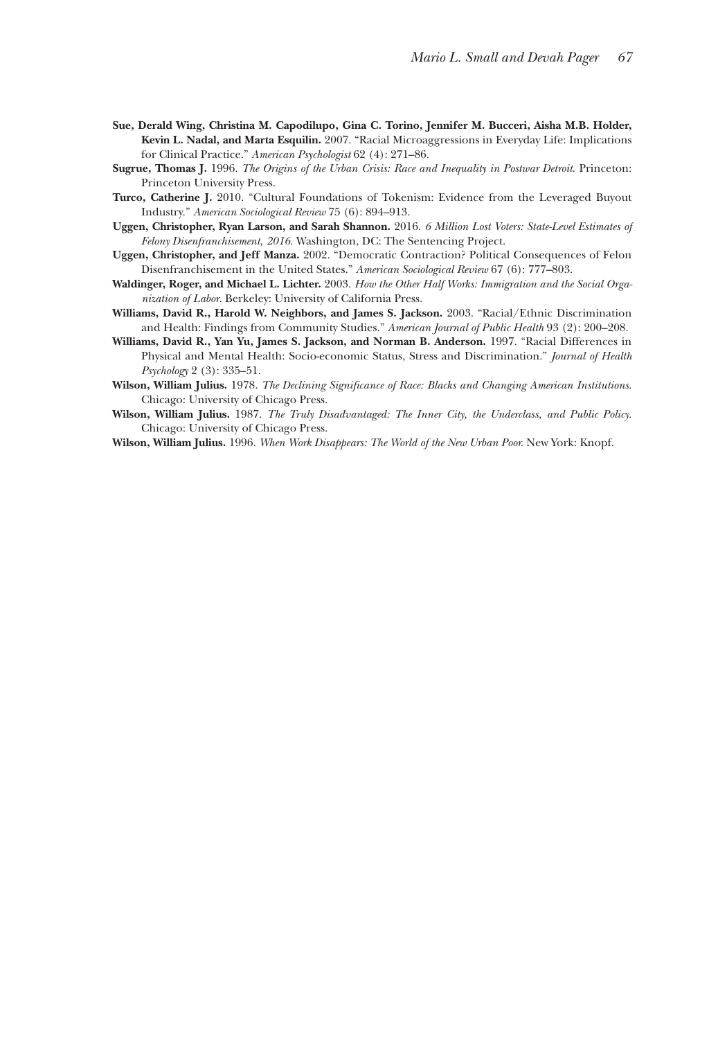**Sue, Derald Wing, Christina M. Capodilupo, Gina C. Torino, Jennifer M. Bucceri, Aisha M.B. Holder, Kevin L. Nadal, and Marta Esquilin.** 2007. "Racial Microaggressions in Everyday Life: Implications for Clinical Practice." *American Psychologist* 62 (4): 271–86.

**Sugrue, Thomas J.** 1996. *The Origins of the Urban Crisis: Race and Inequality in Postwar Detroit*. Princeton: Princeton University Press.

**Turco, Catherine J.** 2010. "Cultural Foundations of Tokenism: Evidence from the Leveraged Buyout Industry." *American Sociological Review* 75 (6): 894–913.

**Uggen, Christopher, Ryan Larson, and Sarah Shannon.** 2016. *6 Million Lost Voters: State-Level Estimates of Felony Disenfranchisement, 2016*. Washington, DC: The Sentencing Project.

**Uggen, Christopher, and Jeff Manza.** 2002. "Democratic Contraction? Political Consequences of Felon Disenfranchisement in the United States." *American Sociological Review* 67 (6): 777–803.

**Waldinger, Roger, and Michael L. Lichter.** 2003. *How the Other Half Works: Immigration and the Social Organization of Labor*. Berkeley: University of California Press.

**Williams, David R., Harold W. Neighbors, and James S. Jackson.** 2003. "Racial/Ethnic Discrimination and Health: Findings from Community Studies." *American Journal of Public Health* 93 (2): 200–208.

**Williams, David R., Yan Yu, James S. Jackson, and Norman B. Anderson.** 1997. "Racial Differences in Physical and Mental Health: Socio-economic Status, Stress and Discrimination." *Journal of Health Psychology* 2 (3): 335–51.

**Wilson, William Julius.** 1978. *The Declining Significance of Race: Blacks and Changing American Institutions*. Chicago: University of Chicago Press.

**Wilson, William Julius.** 1987. *The Truly Disadvantaged: The Inner City, the Underclass, and Public Policy*. Chicago: University of Chicago Press.

**Wilson, William Julius.** 1996. *When Work Disappears: The World of the New Urban Poor*. New York: Knopf.